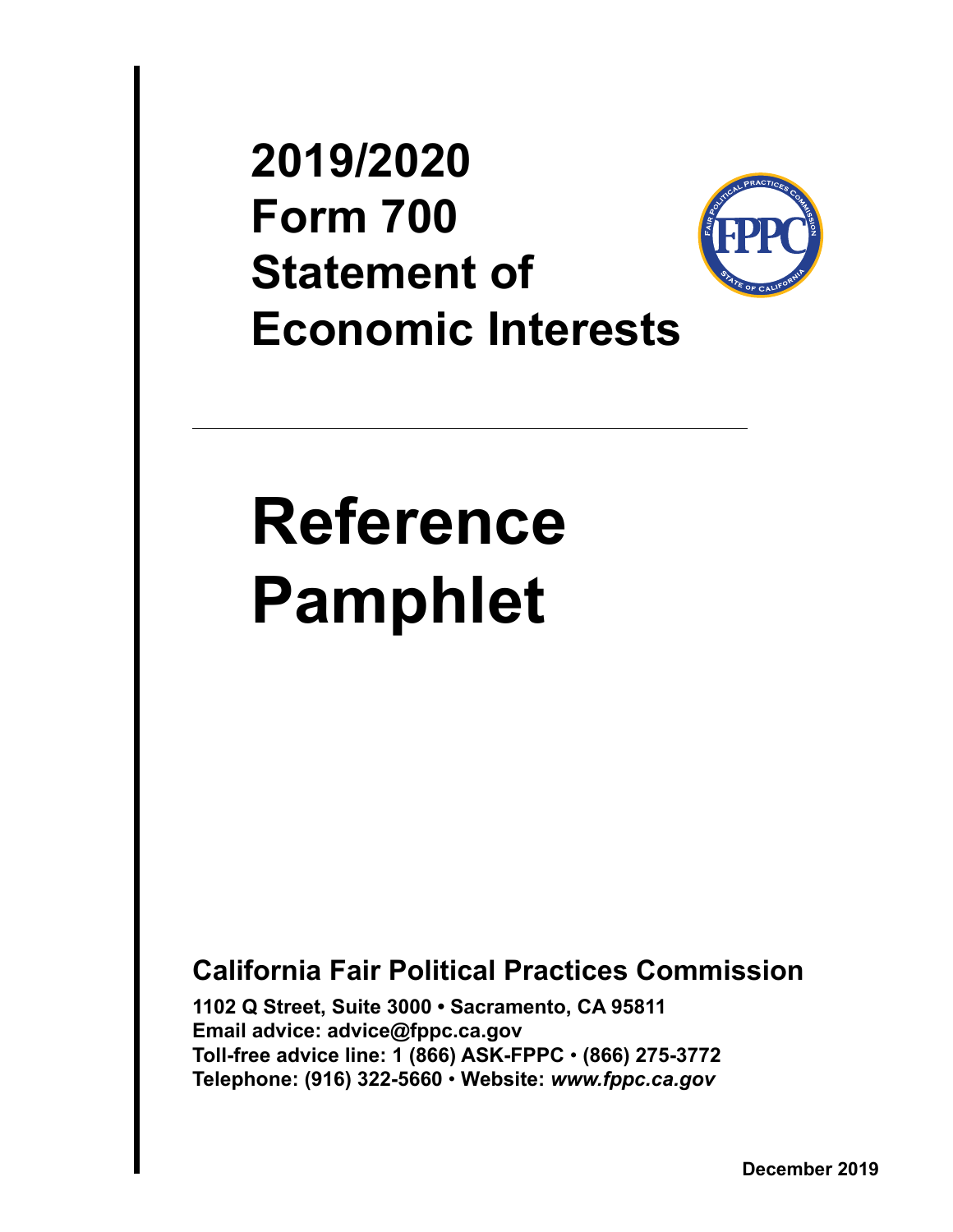# 2019/2020 Form 700 Statement of Economic Interests

# Reference Pamphlet

## California Fair Political Practices Commission

**1102 Q Street, Suite 3000 • Sacramento, CA 95811**
**Email advice: advice@fppc.ca.gov**
**Toll-free advice line: 1 (866) ASK-FPPC • (866) 275-3772**
**Telephone: (916) 322-5660 • Website: *www.fppc.ca.gov***

**December 2019**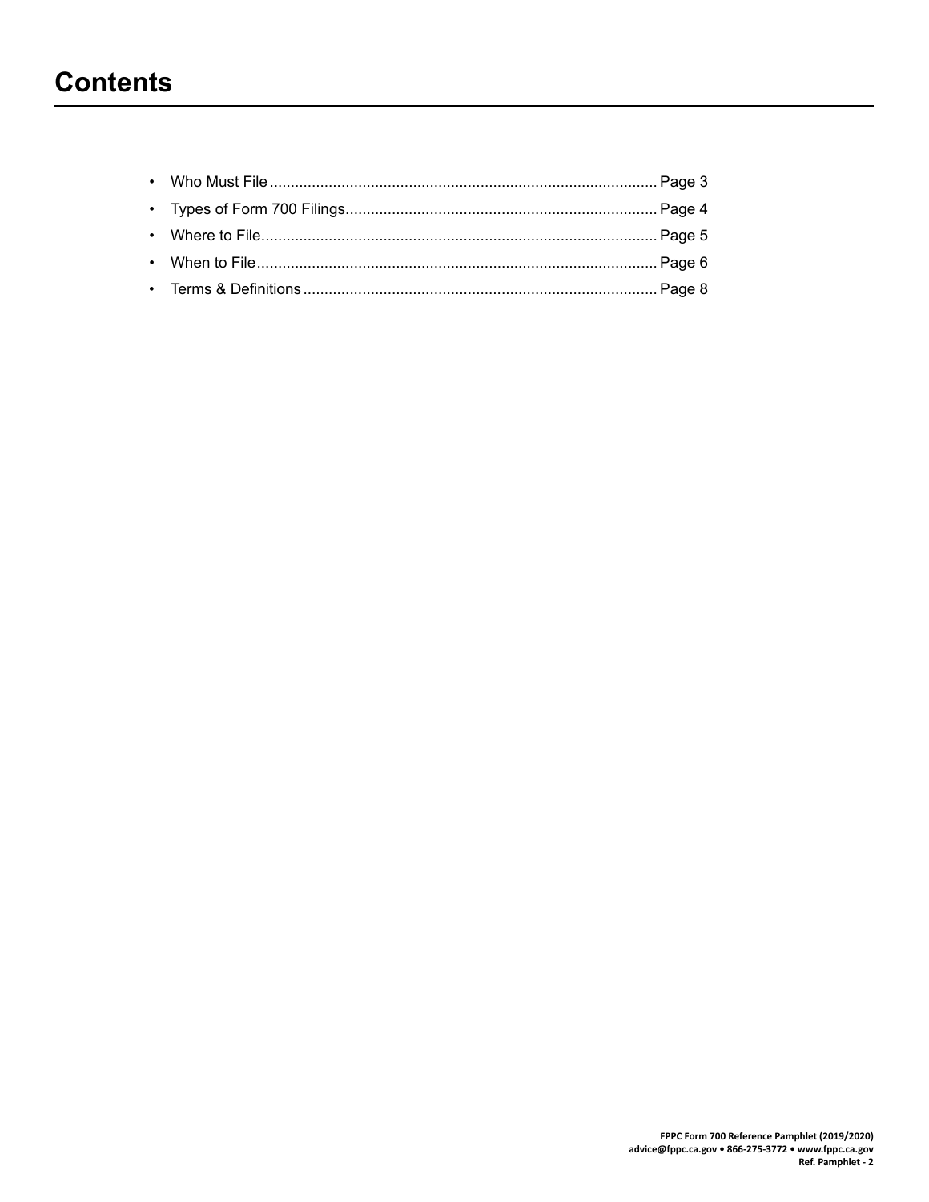# Contents

- Who Must File ........................................................................................ Page 3
- Types of Form 700 Filings......................................................................... Page 4
- Where to File............................................................................................ Page 5
- When to File.............................................................................................. Page 6
- Terms & Definitions .................................................................................. Page 8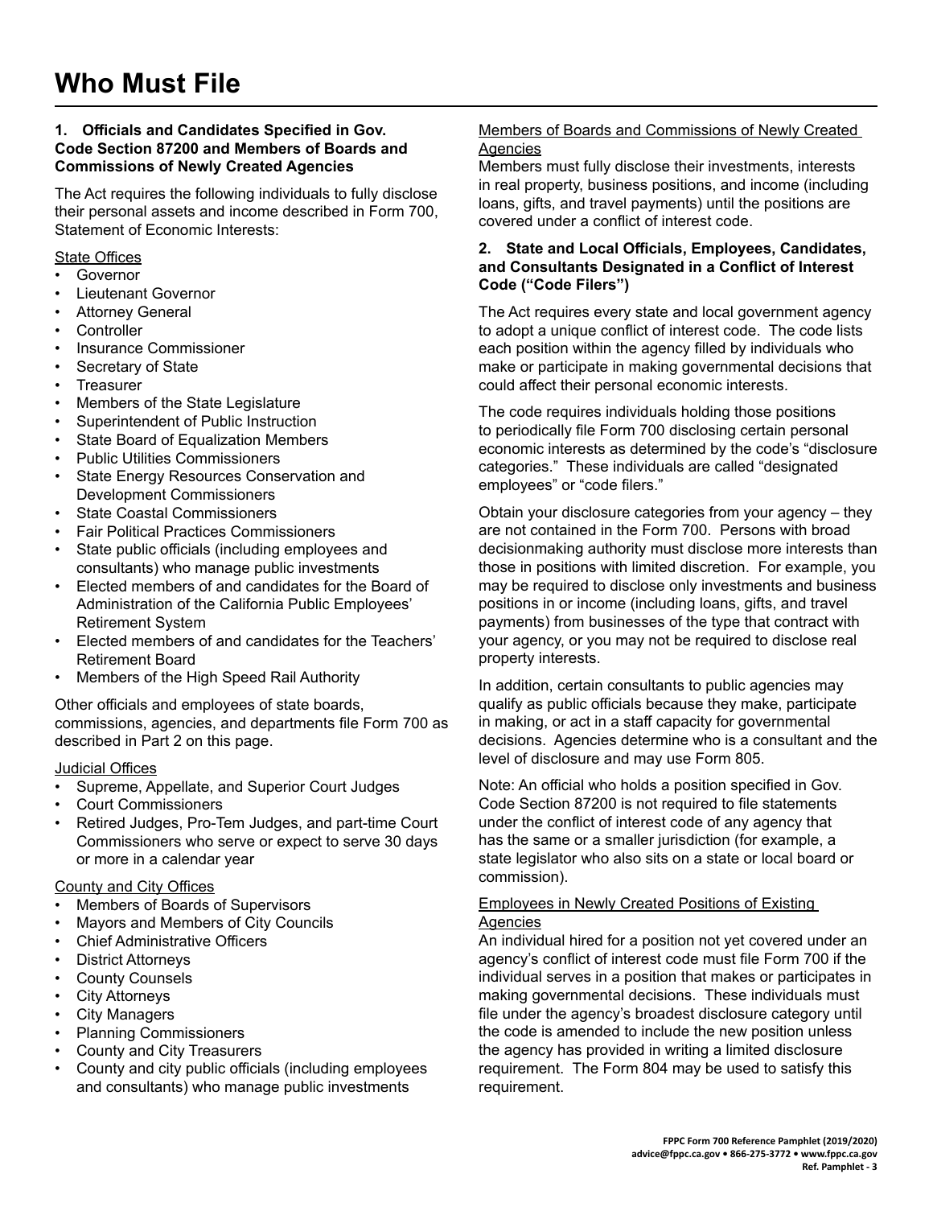# Who Must File

**1. Officials and Candidates Specified in Gov. Code Section 87200 and Members of Boards and Commissions of Newly Created Agencies**

The Act requires the following individuals to fully disclose their personal assets and income described in Form 700, Statement of Economic Interests:

State Offices

- Governor
- Lieutenant Governor
- Attorney General
- Controller
- Insurance Commissioner
- Secretary of State
- Treasurer
- Members of the State Legislature
- Superintendent of Public Instruction
- State Board of Equalization Members
- Public Utilities Commissioners
- State Energy Resources Conservation and Development Commissioners
- State Coastal Commissioners
- Fair Political Practices Commissioners
- State public officials (including employees and consultants) who manage public investments
- Elected members of and candidates for the Board of Administration of the California Public Employees' Retirement System
- Elected members of and candidates for the Teachers' Retirement Board
- Members of the High Speed Rail Authority

Other officials and employees of state boards, commissions, agencies, and departments file Form 700 as described in Part 2 on this page.

Judicial Offices

- Supreme, Appellate, and Superior Court Judges
- Court Commissioners
- Retired Judges, Pro-Tem Judges, and part-time Court Commissioners who serve or expect to serve 30 days or more in a calendar year

County and City Offices

- Members of Boards of Supervisors
- Mayors and Members of City Councils
- Chief Administrative Officers
- District Attorneys
- County Counsels
- City Attorneys
- City Managers
- Planning Commissioners
- County and City Treasurers
- County and city public officials (including employees and consultants) who manage public investments

Members of Boards and Commissions of Newly Created Agencies

Members must fully disclose their investments, interests in real property, business positions, and income (including loans, gifts, and travel payments) until the positions are covered under a conflict of interest code.

**2. State and Local Officials, Employees, Candidates, and Consultants Designated in a Conflict of Interest Code ("Code Filers")**

The Act requires every state and local government agency to adopt a unique conflict of interest code. The code lists each position within the agency filled by individuals who make or participate in making governmental decisions that could affect their personal economic interests.

The code requires individuals holding those positions to periodically file Form 700 disclosing certain personal economic interests as determined by the code's "disclosure categories." These individuals are called "designated employees" or "code filers."

Obtain your disclosure categories from your agency – they are not contained in the Form 700. Persons with broad decisionmaking authority must disclose more interests than those in positions with limited discretion. For example, you may be required to disclose only investments and business positions in or income (including loans, gifts, and travel payments) from businesses of the type that contract with your agency, or you may not be required to disclose real property interests.

In addition, certain consultants to public agencies may qualify as public officials because they make, participate in making, or act in a staff capacity for governmental decisions. Agencies determine who is a consultant and the level of disclosure and may use Form 805.

Note: An official who holds a position specified in Gov. Code Section 87200 is not required to file statements under the conflict of interest code of any agency that has the same or a smaller jurisdiction (for example, a state legislator who also sits on a state or local board or commission).

Employees in Newly Created Positions of Existing Agencies

An individual hired for a position not yet covered under an agency's conflict of interest code must file Form 700 if the individual serves in a position that makes or participates in making governmental decisions. These individuals must file under the agency's broadest disclosure category until the code is amended to include the new position unless the agency has provided in writing a limited disclosure requirement. The Form 804 may be used to satisfy this requirement.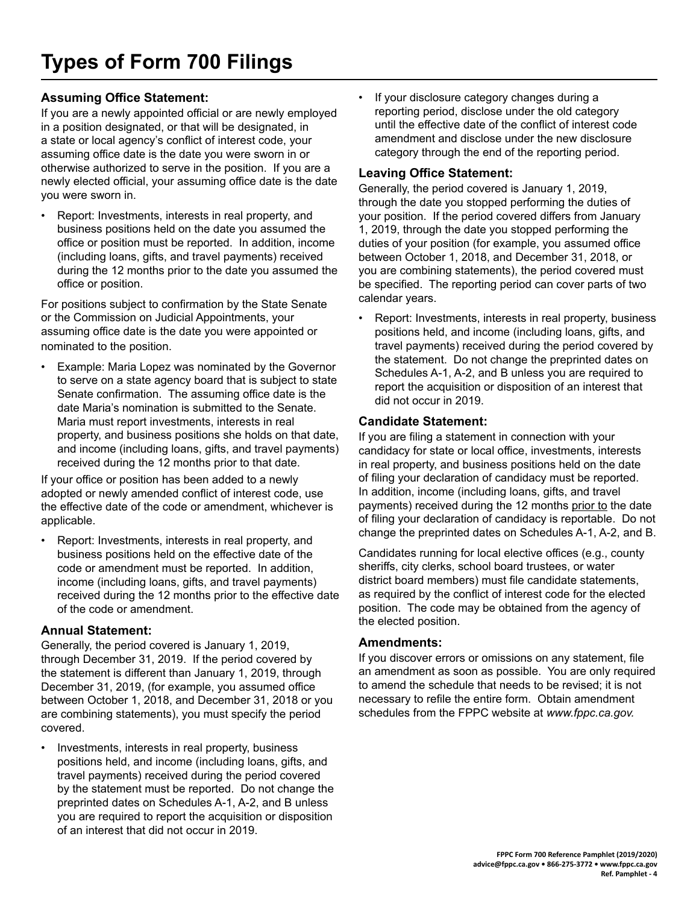# Types of Form 700 Filings

### Assuming Office Statement:

If you are a newly appointed official or are newly employed in a position designated, or that will be designated, in a state or local agency's conflict of interest code, your assuming office date is the date you were sworn in or otherwise authorized to serve in the position. If you are a newly elected official, your assuming office date is the date you were sworn in.

- Report: Investments, interests in real property, and business positions held on the date you assumed the office or position must be reported. In addition, income (including loans, gifts, and travel payments) received during the 12 months prior to the date you assumed the office or position.

For positions subject to confirmation by the State Senate or the Commission on Judicial Appointments, your assuming office date is the date you were appointed or nominated to the position.

- Example: Maria Lopez was nominated by the Governor to serve on a state agency board that is subject to state Senate confirmation. The assuming office date is the date Maria's nomination is submitted to the Senate. Maria must report investments, interests in real property, and business positions she holds on that date, and income (including loans, gifts, and travel payments) received during the 12 months prior to that date.

If your office or position has been added to a newly adopted or newly amended conflict of interest code, use the effective date of the code or amendment, whichever is applicable.

- Report: Investments, interests in real property, and business positions held on the effective date of the code or amendment must be reported. In addition, income (including loans, gifts, and travel payments) received during the 12 months prior to the effective date of the code or amendment.

### Annual Statement:

Generally, the period covered is January 1, 2019, through December 31, 2019. If the period covered by the statement is different than January 1, 2019, through December 31, 2019, (for example, you assumed office between October 1, 2018, and December 31, 2018 or you are combining statements), you must specify the period covered.

- Investments, interests in real property, business positions held, and income (including loans, gifts, and travel payments) received during the period covered by the statement must be reported. Do not change the preprinted dates on Schedules A-1, A-2, and B unless you are required to report the acquisition or disposition of an interest that did not occur in 2019.
- If your disclosure category changes during a reporting period, disclose under the old category until the effective date of the conflict of interest code amendment and disclose under the new disclosure category through the end of the reporting period.

### Leaving Office Statement:

Generally, the period covered is January 1, 2019, through the date you stopped performing the duties of your position. If the period covered differs from January 1, 2019, through the date you stopped performing the duties of your position (for example, you assumed office between October 1, 2018, and December 31, 2018, or you are combining statements), the period covered must be specified. The reporting period can cover parts of two calendar years.

- Report: Investments, interests in real property, business positions held, and income (including loans, gifts, and travel payments) received during the period covered by the statement. Do not change the preprinted dates on Schedules A-1, A-2, and B unless you are required to report the acquisition or disposition of an interest that did not occur in 2019.

### Candidate Statement:

If you are filing a statement in connection with your candidacy for state or local office, investments, interests in real property, and business positions held on the date of filing your declaration of candidacy must be reported. In addition, income (including loans, gifts, and travel payments) received during the 12 months prior to the date of filing your declaration of candidacy is reportable. Do not change the preprinted dates on Schedules A-1, A-2, and B.

Candidates running for local elective offices (e.g., county sheriffs, city clerks, school board trustees, or water district board members) must file candidate statements, as required by the conflict of interest code for the elected position. The code may be obtained from the agency of the elected position.

### Amendments:

If you discover errors or omissions on any statement, file an amendment as soon as possible. You are only required to amend the schedule that needs to be revised; it is not necessary to refile the entire form. Obtain amendment schedules from the FPPC website at *www.fppc.ca.gov.*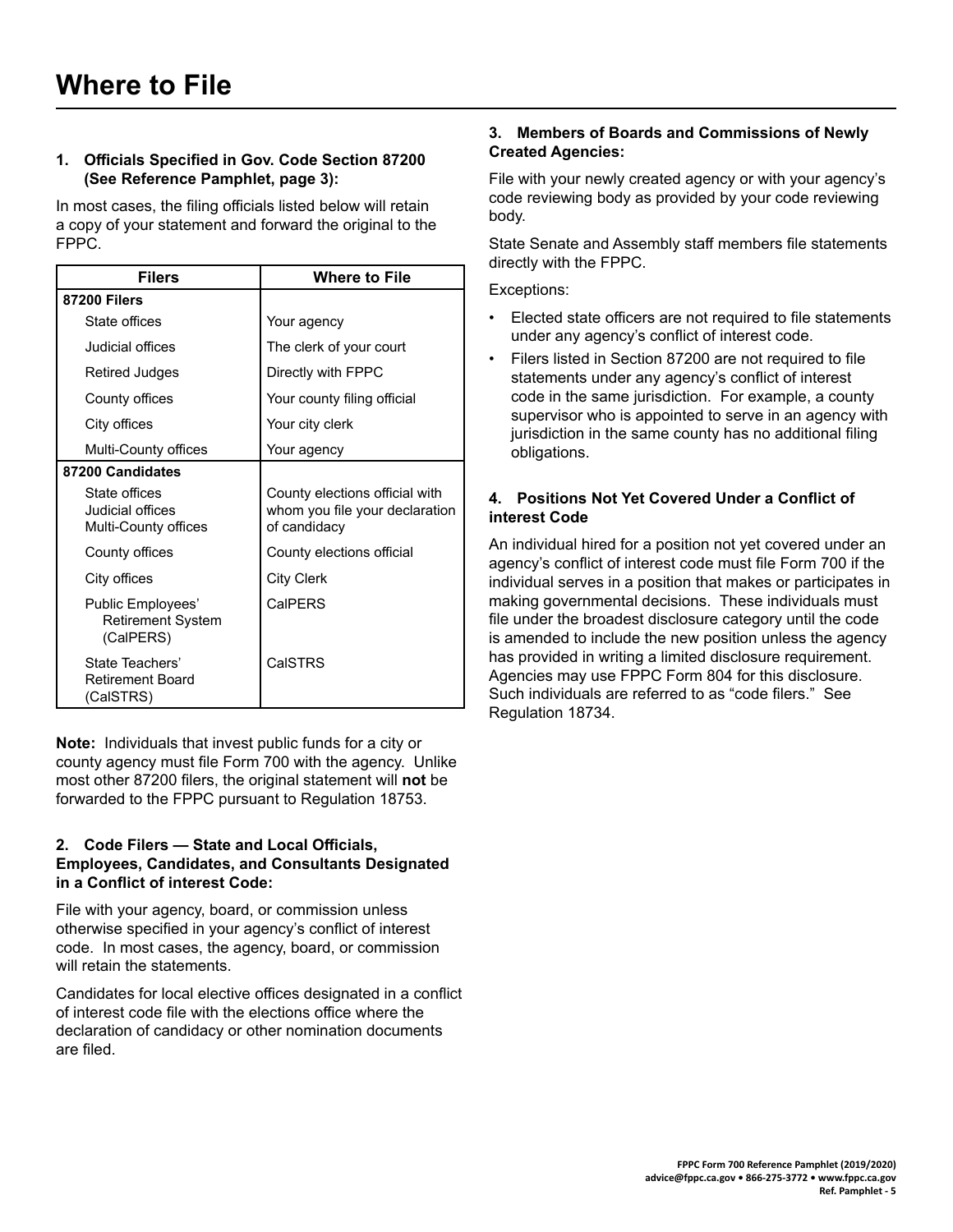# Where to File

### 1. Officials Specified in Gov. Code Section 87200 (See Reference Pamphlet, page 3):

In most cases, the filing officials listed below will retain a copy of your statement and forward the original to the FPPC.

| Filers | Where to File |
|---|---|
| **87200 Filers** | |
| State offices | Your agency |
| Judicial offices | The clerk of your court |
| Retired Judges | Directly with FPPC |
| County offices | Your county filing official |
| City offices | Your city clerk |
| Multi-County offices | Your agency |
| **87200 Candidates** | |
| State offices<br>Judicial offices<br>Multi-County offices | County elections official with whom you file your declaration of candidacy |
| County offices | County elections official |
| City offices | City Clerk |
| Public Employees' Retirement System (CalPERS) | CalPERS |
| State Teachers' Retirement Board (CalSTRS) | CalSTRS |

**Note:** Individuals that invest public funds for a city or county agency must file Form 700 with the agency. Unlike most other 87200 filers, the original statement will **not** be forwarded to the FPPC pursuant to Regulation 18753.

### 2. Code Filers — State and Local Officials, Employees, Candidates, and Consultants Designated in a Conflict of interest Code:

File with your agency, board, or commission unless otherwise specified in your agency's conflict of interest code. In most cases, the agency, board, or commission will retain the statements.

Candidates for local elective offices designated in a conflict of interest code file with the elections office where the declaration of candidacy or other nomination documents are filed.

### 3. Members of Boards and Commissions of Newly Created Agencies:

File with your newly created agency or with your agency's code reviewing body as provided by your code reviewing body.

State Senate and Assembly staff members file statements directly with the FPPC.

Exceptions:

- Elected state officers are not required to file statements under any agency's conflict of interest code.
- Filers listed in Section 87200 are not required to file statements under any agency's conflict of interest code in the same jurisdiction. For example, a county supervisor who is appointed to serve in an agency with jurisdiction in the same county has no additional filing obligations.

### 4. Positions Not Yet Covered Under a Conflict of interest Code

An individual hired for a position not yet covered under an agency's conflict of interest code must file Form 700 if the individual serves in a position that makes or participates in making governmental decisions. These individuals must file under the broadest disclosure category until the code is amended to include the new position unless the agency has provided in writing a limited disclosure requirement. Agencies may use FPPC Form 804 for this disclosure. Such individuals are referred to as "code filers." See Regulation 18734.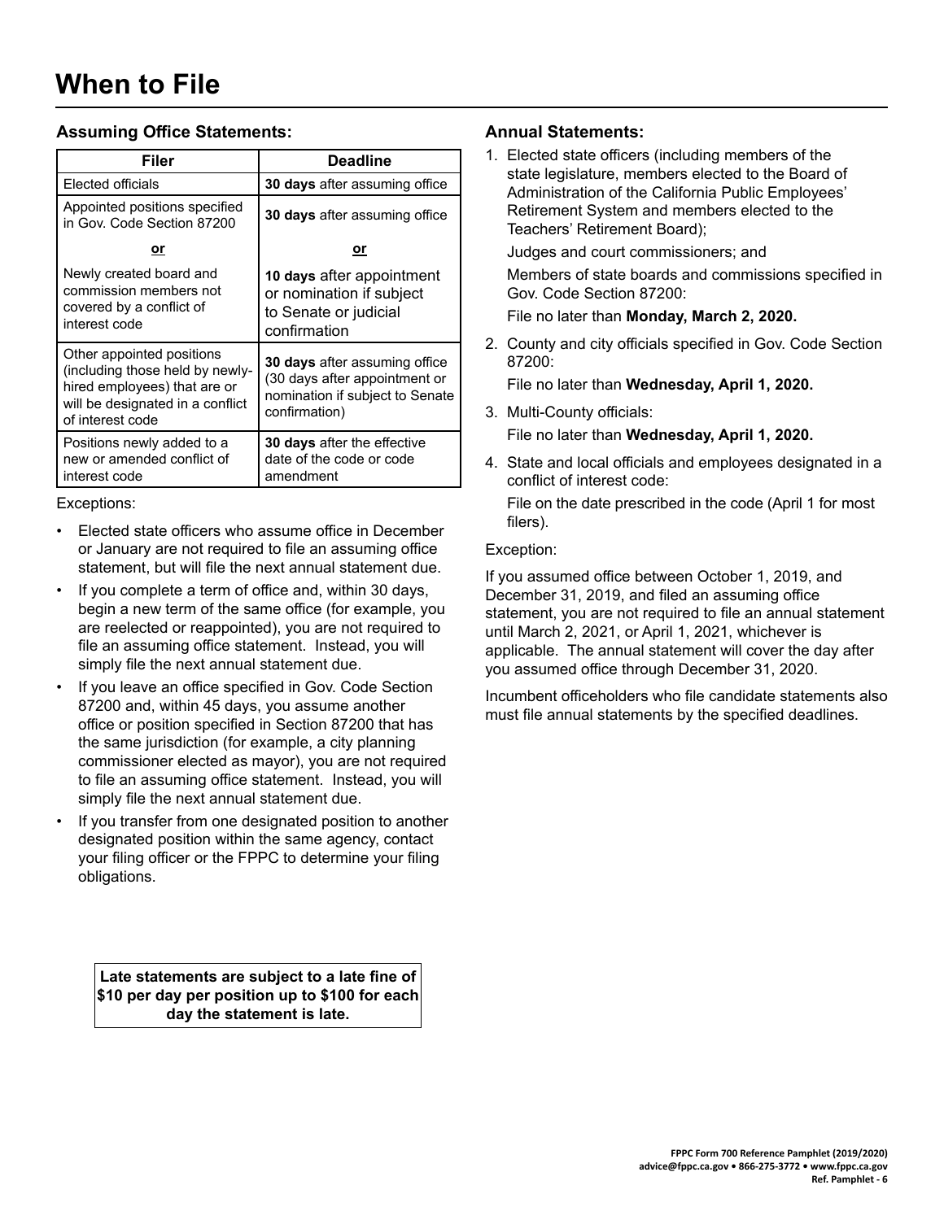# When to File

### Assuming Office Statements:

| Filer | Deadline |
|---|---|
| Elected officials | **30 days** after assuming office |
| Appointed positions specified in Gov. Code Section 87200 | **30 days** after assuming office |
| **or** | **or** |
| Newly created board and commission members not covered by a conflict of interest code | **10 days** after appointment or nomination if subject to Senate or judicial confirmation |
| Other appointed positions (including those held by newly-hired employees) that are or will be designated in a conflict of interest code | **30 days** after assuming office (30 days after appointment or nomination if subject to Senate confirmation) |
| Positions newly added to a new or amended conflict of interest code | **30 days** after the effective date of the code or code amendment |

Exceptions:

- Elected state officers who assume office in December or January are not required to file an assuming office statement, but will file the next annual statement due.
- If you complete a term of office and, within 30 days, begin a new term of the same office (for example, you are reelected or reappointed), you are not required to file an assuming office statement. Instead, you will simply file the next annual statement due.
- If you leave an office specified in Gov. Code Section 87200 and, within 45 days, you assume another office or position specified in Section 87200 that has the same jurisdiction (for example, a city planning commissioner elected as mayor), you are not required to file an assuming office statement. Instead, you will simply file the next annual statement due.
- If you transfer from one designated position to another designated position within the same agency, contact your filing officer or the FPPC to determine your filing obligations.

**Late statements are subject to a late fine of $10 per day per position up to $100 for each day the statement is late.**

### Annual Statements:

1. Elected state officers (including members of the state legislature, members elected to the Board of Administration of the California Public Employees' Retirement System and members elected to the Teachers' Retirement Board);

   Judges and court commissioners; and

   Members of state boards and commissions specified in Gov. Code Section 87200:

   File no later than **Monday, March 2, 2020.**

2. County and city officials specified in Gov. Code Section 87200:

   File no later than **Wednesday, April 1, 2020.**

3. Multi-County officials:

   File no later than **Wednesday, April 1, 2020.**

4. State and local officials and employees designated in a conflict of interest code:

   File on the date prescribed in the code (April 1 for most filers).

Exception:

If you assumed office between October 1, 2019, and December 31, 2019, and filed an assuming office statement, you are not required to file an annual statement until March 2, 2021, or April 1, 2021, whichever is applicable. The annual statement will cover the day after you assumed office through December 31, 2020.

Incumbent officeholders who file candidate statements also must file annual statements by the specified deadlines.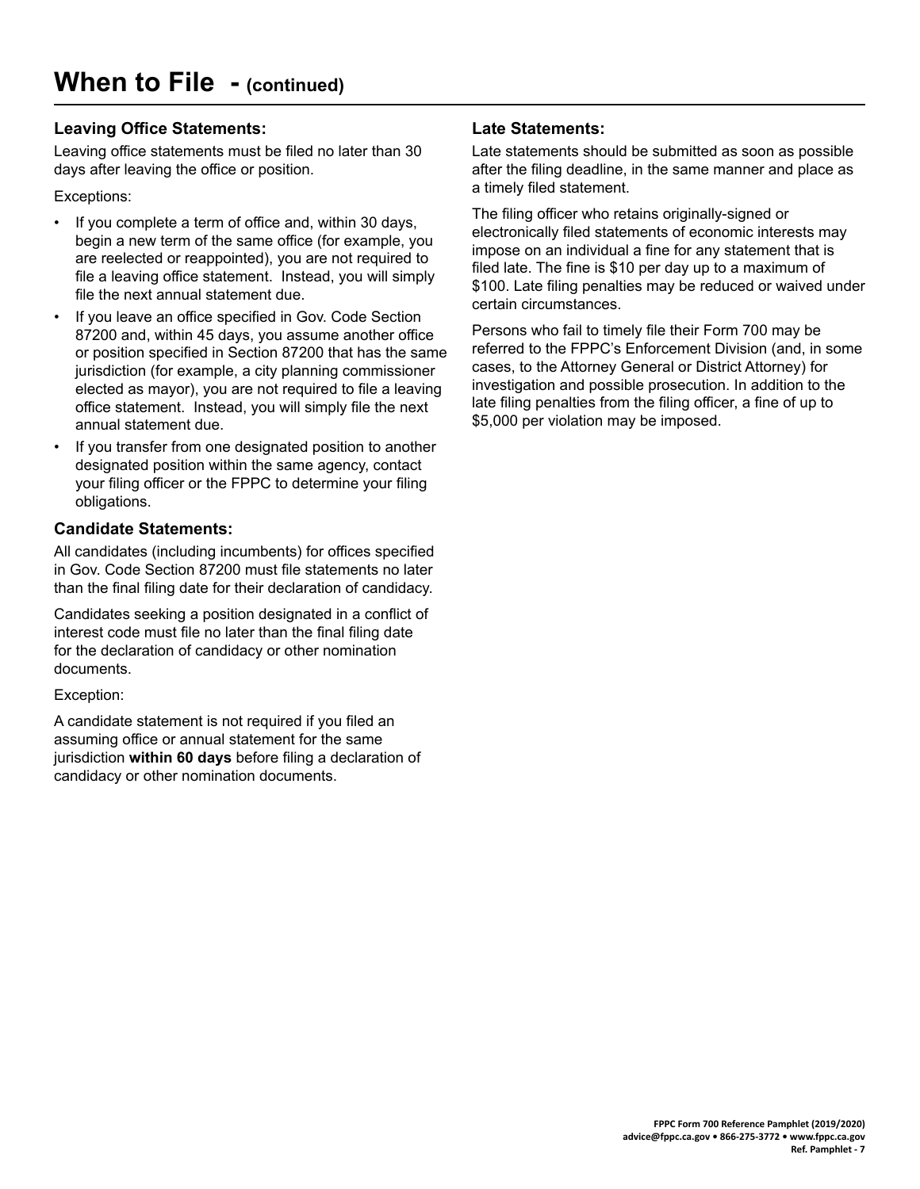# When to File - (continued)

### Leaving Office Statements:

Leaving office statements must be filed no later than 30 days after leaving the office or position.

Exceptions:

- If you complete a term of office and, within 30 days, begin a new term of the same office (for example, you are reelected or reappointed), you are not required to file a leaving office statement. Instead, you will simply file the next annual statement due.
- If you leave an office specified in Gov. Code Section 87200 and, within 45 days, you assume another office or position specified in Section 87200 that has the same jurisdiction (for example, a city planning commissioner elected as mayor), you are not required to file a leaving office statement. Instead, you will simply file the next annual statement due.
- If you transfer from one designated position to another designated position within the same agency, contact your filing officer or the FPPC to determine your filing obligations.

### Candidate Statements:

All candidates (including incumbents) for offices specified in Gov. Code Section 87200 must file statements no later than the final filing date for their declaration of candidacy.

Candidates seeking a position designated in a conflict of interest code must file no later than the final filing date for the declaration of candidacy or other nomination documents.

Exception:

A candidate statement is not required if you filed an assuming office or annual statement for the same jurisdiction **within 60 days** before filing a declaration of candidacy or other nomination documents.

### Late Statements:

Late statements should be submitted as soon as possible after the filing deadline, in the same manner and place as a timely filed statement.

The filing officer who retains originally-signed or electronically filed statements of economic interests may impose on an individual a fine for any statement that is filed late. The fine is $10 per day up to a maximum of $100. Late filing penalties may be reduced or waived under certain circumstances.

Persons who fail to timely file their Form 700 may be referred to the FPPC's Enforcement Division (and, in some cases, to the Attorney General or District Attorney) for investigation and possible prosecution. In addition to the late filing penalties from the filing officer, a fine of up to $5,000 per violation may be imposed.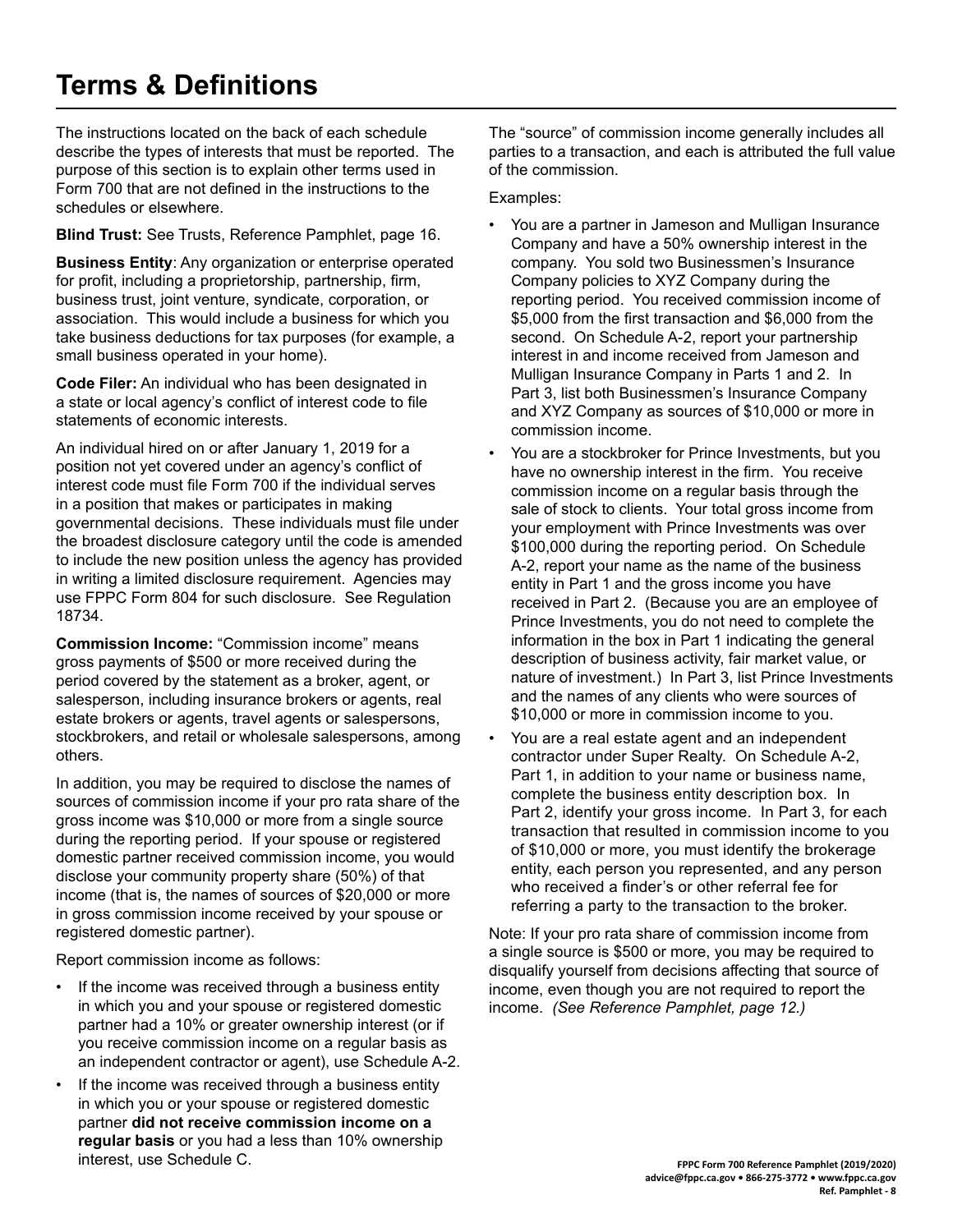# Terms & Definitions

The instructions located on the back of each schedule describe the types of interests that must be reported. The purpose of this section is to explain other terms used in Form 700 that are not defined in the instructions to the schedules or elsewhere.

**Blind Trust:** See Trusts, Reference Pamphlet, page 16.

**Business Entity**: Any organization or enterprise operated for profit, including a proprietorship, partnership, firm, business trust, joint venture, syndicate, corporation, or association. This would include a business for which you take business deductions for tax purposes (for example, a small business operated in your home).

**Code Filer:** An individual who has been designated in a state or local agency's conflict of interest code to file statements of economic interests.

An individual hired on or after January 1, 2019 for a position not yet covered under an agency's conflict of interest code must file Form 700 if the individual serves in a position that makes or participates in making governmental decisions. These individuals must file under the broadest disclosure category until the code is amended to include the new position unless the agency has provided in writing a limited disclosure requirement. Agencies may use FPPC Form 804 for such disclosure. See Regulation 18734.

**Commission Income:** "Commission income" means gross payments of $500 or more received during the period covered by the statement as a broker, agent, or salesperson, including insurance brokers or agents, real estate brokers or agents, travel agents or salespersons, stockbrokers, and retail or wholesale salespersons, among others.

In addition, you may be required to disclose the names of sources of commission income if your pro rata share of the gross income was $10,000 or more from a single source during the reporting period. If your spouse or registered domestic partner received commission income, you would disclose your community property share (50%) of that income (that is, the names of sources of $20,000 or more in gross commission income received by your spouse or registered domestic partner).

Report commission income as follows:

- If the income was received through a business entity in which you and your spouse or registered domestic partner had a 10% or greater ownership interest (or if you receive commission income on a regular basis as an independent contractor or agent), use Schedule A-2.
- If the income was received through a business entity in which you or your spouse or registered domestic partner **did not receive commission income on a regular basis** or you had a less than 10% ownership interest, use Schedule C.

The "source" of commission income generally includes all parties to a transaction, and each is attributed the full value of the commission.

Examples:

- You are a partner in Jameson and Mulligan Insurance Company and have a 50% ownership interest in the company. You sold two Businessmen's Insurance Company policies to XYZ Company during the reporting period. You received commission income of $5,000 from the first transaction and $6,000 from the second. On Schedule A-2, report your partnership interest in and income received from Jameson and Mulligan Insurance Company in Parts 1 and 2. In Part 3, list both Businessmen's Insurance Company and XYZ Company as sources of $10,000 or more in commission income.
- You are a stockbroker for Prince Investments, but you have no ownership interest in the firm. You receive commission income on a regular basis through the sale of stock to clients. Your total gross income from your employment with Prince Investments was over $100,000 during the reporting period. On Schedule A-2, report your name as the name of the business entity in Part 1 and the gross income you have received in Part 2. (Because you are an employee of Prince Investments, you do not need to complete the information in the box in Part 1 indicating the general description of business activity, fair market value, or nature of investment.) In Part 3, list Prince Investments and the names of any clients who were sources of $10,000 or more in commission income to you.
- You are a real estate agent and an independent contractor under Super Realty. On Schedule A-2, Part 1, in addition to your name or business name, complete the business entity description box. In Part 2, identify your gross income. In Part 3, for each transaction that resulted in commission income to you of $10,000 or more, you must identify the brokerage entity, each person you represented, and any person who received a finder's or other referral fee for referring a party to the transaction to the broker.

Note: If your pro rata share of commission income from a single source is $500 or more, you may be required to disqualify yourself from decisions affecting that source of income, even though you are not required to report the income. *(See Reference Pamphlet, page 12.)*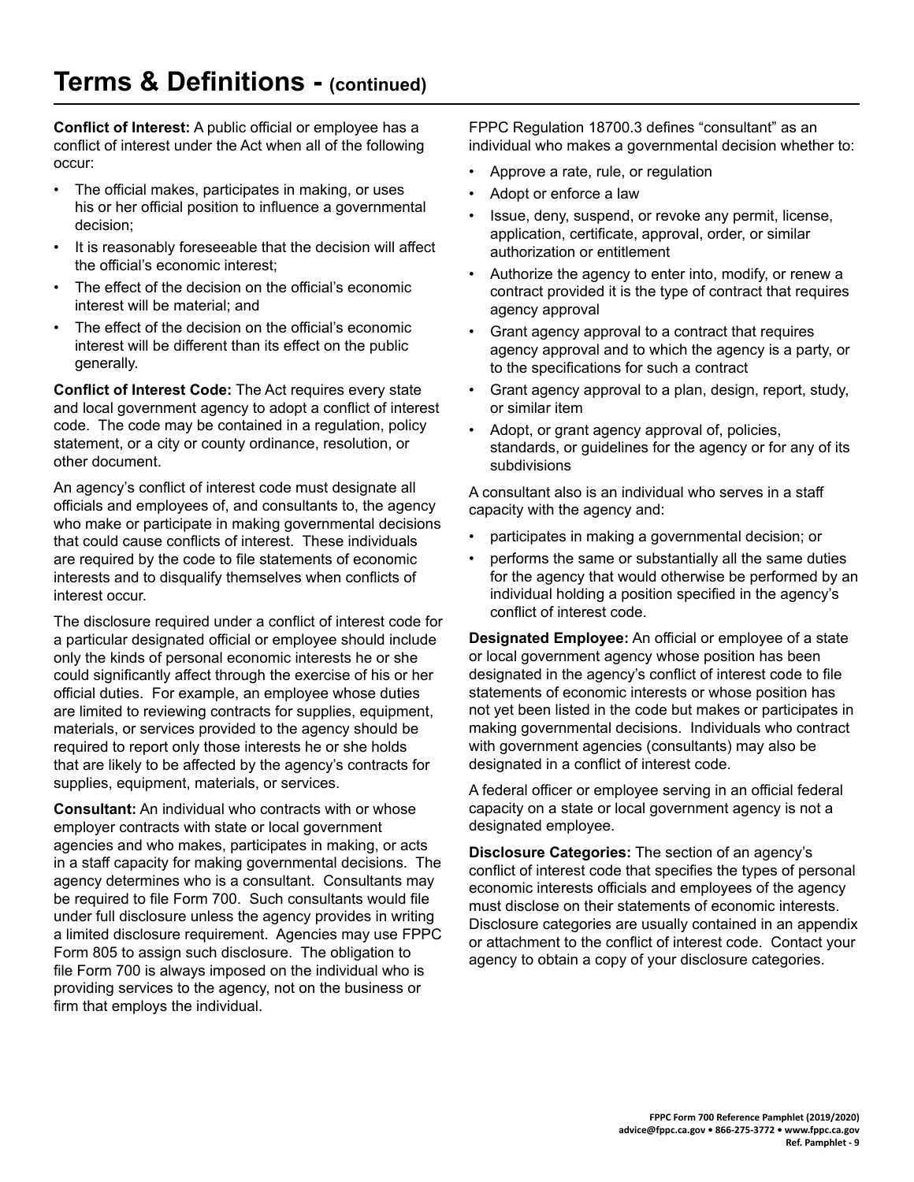# Terms & Definitions - (continued)

**Conflict of Interest:** A public official or employee has a conflict of interest under the Act when all of the following occur:

- The official makes, participates in making, or uses his or her official position to influence a governmental decision;
- It is reasonably foreseeable that the decision will affect the official's economic interest;
- The effect of the decision on the official's economic interest will be material; and
- The effect of the decision on the official's economic interest will be different than its effect on the public generally.

**Conflict of Interest Code:** The Act requires every state and local government agency to adopt a conflict of interest code. The code may be contained in a regulation, policy statement, or a city or county ordinance, resolution, or other document.

An agency's conflict of interest code must designate all officials and employees of, and consultants to, the agency who make or participate in making governmental decisions that could cause conflicts of interest. These individuals are required by the code to file statements of economic interests and to disqualify themselves when conflicts of interest occur.

The disclosure required under a conflict of interest code for a particular designated official or employee should include only the kinds of personal economic interests he or she could significantly affect through the exercise of his or her official duties. For example, an employee whose duties are limited to reviewing contracts for supplies, equipment, materials, or services provided to the agency should be required to report only those interests he or she holds that are likely to be affected by the agency's contracts for supplies, equipment, materials, or services.

**Consultant:** An individual who contracts with or whose employer contracts with state or local government agencies and who makes, participates in making, or acts in a staff capacity for making governmental decisions. The agency determines who is a consultant. Consultants may be required to file Form 700. Such consultants would file under full disclosure unless the agency provides in writing a limited disclosure requirement. Agencies may use FPPC Form 805 to assign such disclosure. The obligation to file Form 700 is always imposed on the individual who is providing services to the agency, not on the business or firm that employs the individual.

FPPC Regulation 18700.3 defines "consultant" as an individual who makes a governmental decision whether to:

- Approve a rate, rule, or regulation
- Adopt or enforce a law
- Issue, deny, suspend, or revoke any permit, license, application, certificate, approval, order, or similar authorization or entitlement
- Authorize the agency to enter into, modify, or renew a contract provided it is the type of contract that requires agency approval
- Grant agency approval to a contract that requires agency approval and to which the agency is a party, or to the specifications for such a contract
- Grant agency approval to a plan, design, report, study, or similar item
- Adopt, or grant agency approval of, policies, standards, or guidelines for the agency or for any of its subdivisions

A consultant also is an individual who serves in a staff capacity with the agency and:

- participates in making a governmental decision; or
- performs the same or substantially all the same duties for the agency that would otherwise be performed by an individual holding a position specified in the agency's conflict of interest code.

**Designated Employee:** An official or employee of a state or local government agency whose position has been designated in the agency's conflict of interest code to file statements of economic interests or whose position has not yet been listed in the code but makes or participates in making governmental decisions. Individuals who contract with government agencies (consultants) may also be designated in a conflict of interest code.

A federal officer or employee serving in an official federal capacity on a state or local government agency is not a designated employee.

**Disclosure Categories:** The section of an agency's conflict of interest code that specifies the types of personal economic interests officials and employees of the agency must disclose on their statements of economic interests. Disclosure categories are usually contained in an appendix or attachment to the conflict of interest code. Contact your agency to obtain a copy of your disclosure categories.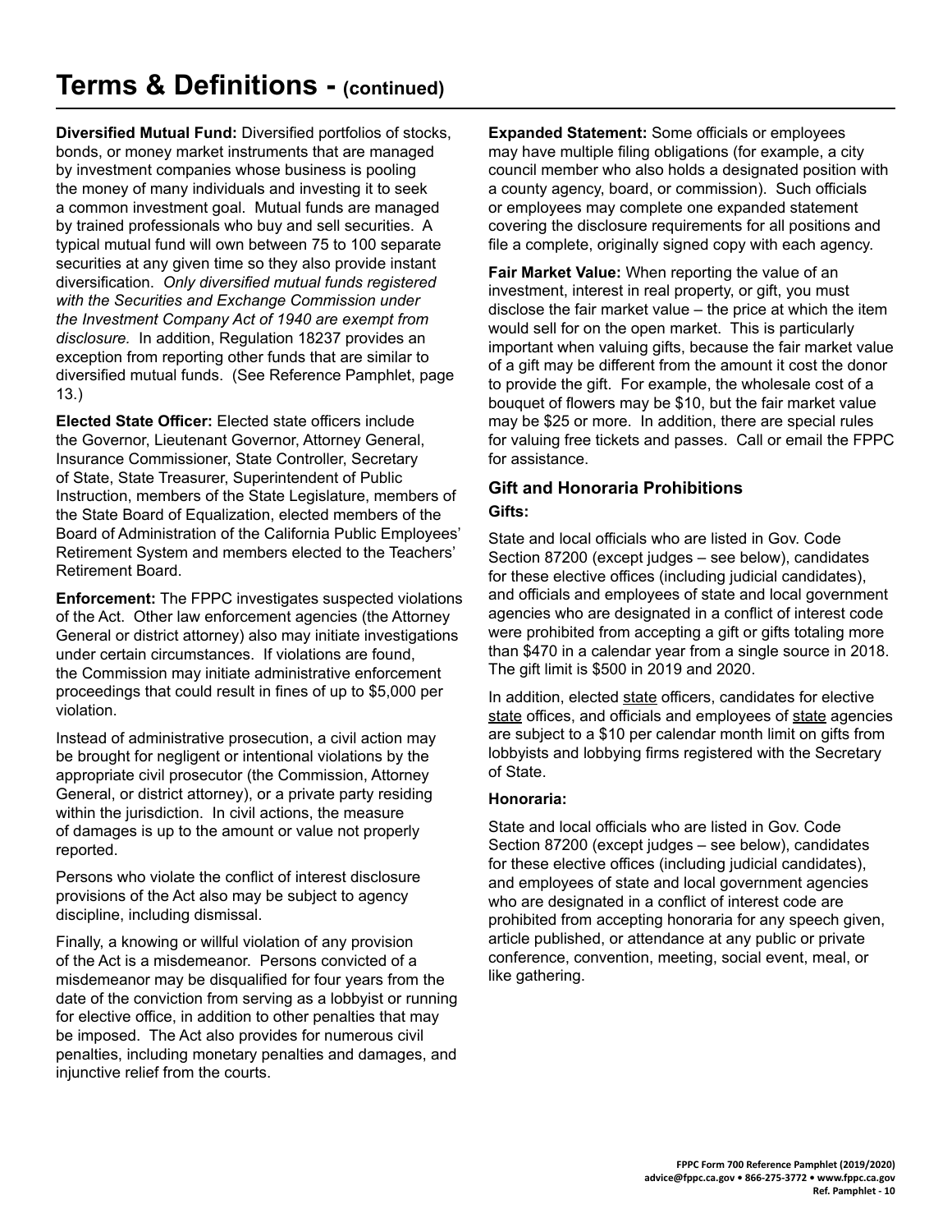# Terms & Definitions - (continued)

**Diversified Mutual Fund:** Diversified portfolios of stocks, bonds, or money market instruments that are managed by investment companies whose business is pooling the money of many individuals and investing it to seek a common investment goal. Mutual funds are managed by trained professionals who buy and sell securities. A typical mutual fund will own between 75 to 100 separate securities at any given time so they also provide instant diversification. *Only diversified mutual funds registered with the Securities and Exchange Commission under the Investment Company Act of 1940 are exempt from disclosure.* In addition, Regulation 18237 provides an exception from reporting other funds that are similar to diversified mutual funds. (See Reference Pamphlet, page 13.)

**Elected State Officer:** Elected state officers include the Governor, Lieutenant Governor, Attorney General, Insurance Commissioner, State Controller, Secretary of State, State Treasurer, Superintendent of Public Instruction, members of the State Legislature, members of the State Board of Equalization, elected members of the Board of Administration of the California Public Employees' Retirement System and members elected to the Teachers' Retirement Board.

**Enforcement:** The FPPC investigates suspected violations of the Act. Other law enforcement agencies (the Attorney General or district attorney) also may initiate investigations under certain circumstances. If violations are found, the Commission may initiate administrative enforcement proceedings that could result in fines of up to $5,000 per violation.

Instead of administrative prosecution, a civil action may be brought for negligent or intentional violations by the appropriate civil prosecutor (the Commission, Attorney General, or district attorney), or a private party residing within the jurisdiction. In civil actions, the measure of damages is up to the amount or value not properly reported.

Persons who violate the conflict of interest disclosure provisions of the Act also may be subject to agency discipline, including dismissal.

Finally, a knowing or willful violation of any provision of the Act is a misdemeanor. Persons convicted of a misdemeanor may be disqualified for four years from the date of the conviction from serving as a lobbyist or running for elective office, in addition to other penalties that may be imposed. The Act also provides for numerous civil penalties, including monetary penalties and damages, and injunctive relief from the courts.

**Expanded Statement:** Some officials or employees may have multiple filing obligations (for example, a city council member who also holds a designated position with a county agency, board, or commission). Such officials or employees may complete one expanded statement covering the disclosure requirements for all positions and file a complete, originally signed copy with each agency.

**Fair Market Value:** When reporting the value of an investment, interest in real property, or gift, you must disclose the fair market value – the price at which the item would sell for on the open market. This is particularly important when valuing gifts, because the fair market value of a gift may be different from the amount it cost the donor to provide the gift. For example, the wholesale cost of a bouquet of flowers may be $10, but the fair market value may be $25 or more. In addition, there are special rules for valuing free tickets and passes. Call or email the FPPC for assistance.

## Gift and Honoraria Prohibitions

### Gifts:

State and local officials who are listed in Gov. Code Section 87200 (except judges – see below), candidates for these elective offices (including judicial candidates), and officials and employees of state and local government agencies who are designated in a conflict of interest code were prohibited from accepting a gift or gifts totaling more than $470 in a calendar year from a single source in 2018. The gift limit is $500 in 2019 and 2020.

In addition, elected state officers, candidates for elective state offices, and officials and employees of state agencies are subject to a $10 per calendar month limit on gifts from lobbyists and lobbying firms registered with the Secretary of State.

### Honoraria:

State and local officials who are listed in Gov. Code Section 87200 (except judges – see below), candidates for these elective offices (including judicial candidates), and employees of state and local government agencies who are designated in a conflict of interest code are prohibited from accepting honoraria for any speech given, article published, or attendance at any public or private conference, convention, meeting, social event, meal, or like gathering.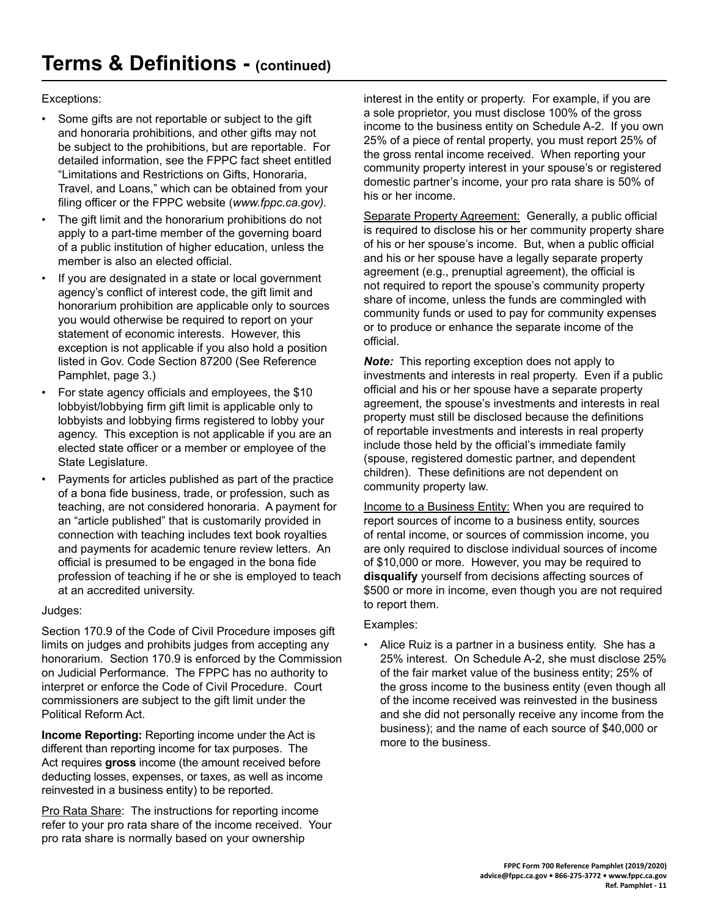# Terms & Definitions - (continued)

Exceptions:

- Some gifts are not reportable or subject to the gift and honoraria prohibitions, and other gifts may not be subject to the prohibitions, but are reportable. For detailed information, see the FPPC fact sheet entitled "Limitations and Restrictions on Gifts, Honoraria, Travel, and Loans," which can be obtained from your filing officer or the FPPC website (*www.fppc.ca.gov).*
- The gift limit and the honorarium prohibitions do not apply to a part-time member of the governing board of a public institution of higher education, unless the member is also an elected official.
- If you are designated in a state or local government agency's conflict of interest code, the gift limit and honorarium prohibition are applicable only to sources you would otherwise be required to report on your statement of economic interests. However, this exception is not applicable if you also hold a position listed in Gov. Code Section 87200 (See Reference Pamphlet, page 3.)
- For state agency officials and employees, the $10 lobbyist/lobbying firm gift limit is applicable only to lobbyists and lobbying firms registered to lobby your agency. This exception is not applicable if you are an elected state officer or a member or employee of the State Legislature.
- Payments for articles published as part of the practice of a bona fide business, trade, or profession, such as teaching, are not considered honoraria. A payment for an "article published" that is customarily provided in connection with teaching includes text book royalties and payments for academic tenure review letters. An official is presumed to be engaged in the bona fide profession of teaching if he or she is employed to teach at an accredited university.

Judges:

Section 170.9 of the Code of Civil Procedure imposes gift limits on judges and prohibits judges from accepting any honorarium. Section 170.9 is enforced by the Commission on Judicial Performance. The FPPC has no authority to interpret or enforce the Code of Civil Procedure. Court commissioners are subject to the gift limit under the Political Reform Act.

**Income Reporting:** Reporting income under the Act is different than reporting income for tax purposes. The Act requires **gross** income (the amount received before deducting losses, expenses, or taxes, as well as income reinvested in a business entity) to be reported.

Pro Rata Share: The instructions for reporting income refer to your pro rata share of the income received. Your pro rata share is normally based on your ownership interest in the entity or property. For example, if you are a sole proprietor, you must disclose 100% of the gross income to the business entity on Schedule A-2. If you own 25% of a piece of rental property, you must report 25% of the gross rental income received. When reporting your community property interest in your spouse's or registered domestic partner's income, your pro rata share is 50% of his or her income.

Separate Property Agreement: Generally, a public official is required to disclose his or her community property share of his or her spouse's income. But, when a public official and his or her spouse have a legally separate property agreement (e.g., prenuptial agreement), the official is not required to report the spouse's community property share of income, unless the funds are commingled with community funds or used to pay for community expenses or to produce or enhance the separate income of the official.

***Note:*** This reporting exception does not apply to investments and interests in real property. Even if a public official and his or her spouse have a separate property agreement, the spouse's investments and interests in real property must still be disclosed because the definitions of reportable investments and interests in real property include those held by the official's immediate family (spouse, registered domestic partner, and dependent children). These definitions are not dependent on community property law.

Income to a Business Entity: When you are required to report sources of income to a business entity, sources of rental income, or sources of commission income, you are only required to disclose individual sources of income of $10,000 or more. However, you may be required to **disqualify** yourself from decisions affecting sources of $500 or more in income, even though you are not required to report them.

Examples:

- Alice Ruiz is a partner in a business entity. She has a 25% interest. On Schedule A-2, she must disclose 25% of the fair market value of the business entity; 25% of the gross income to the business entity (even though all of the income received was reinvested in the business and she did not personally receive any income from the business); and the name of each source of $40,000 or more to the business.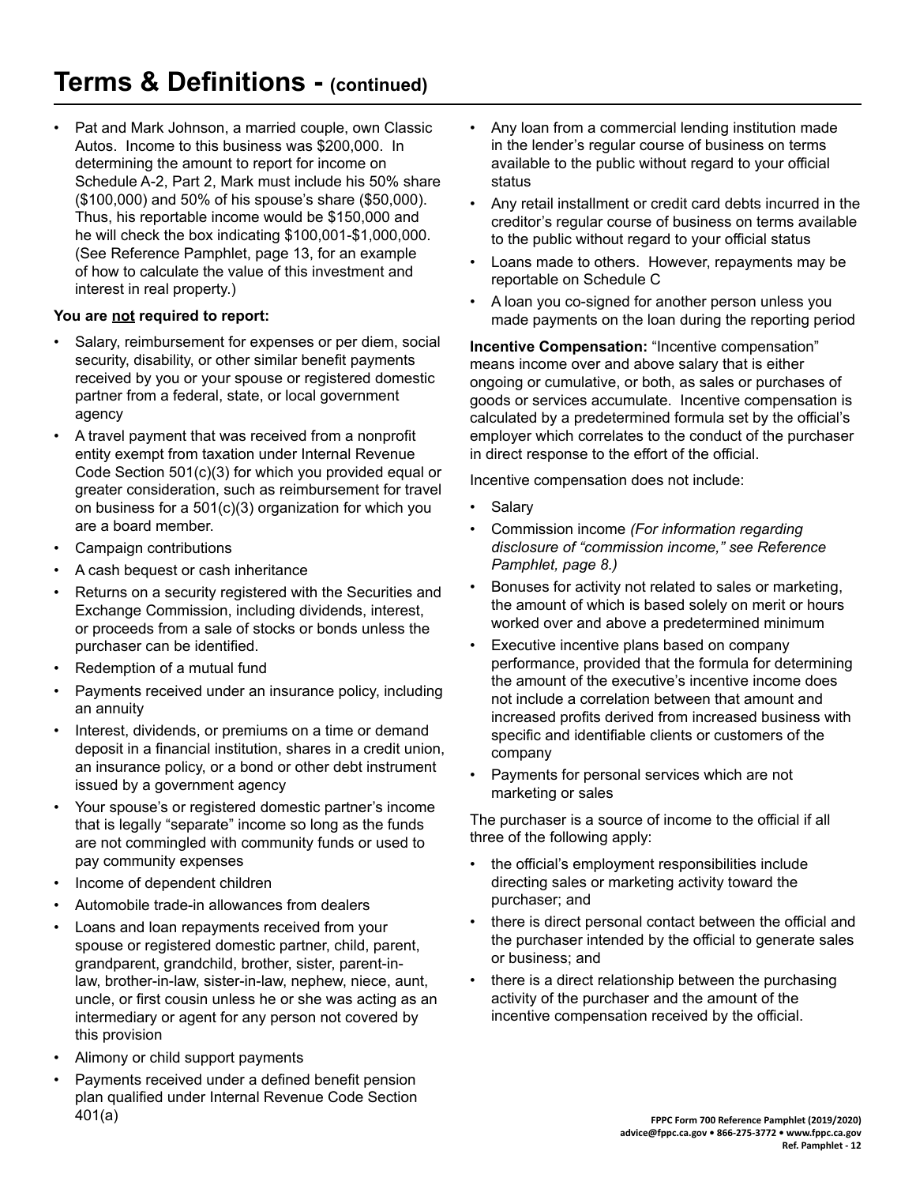# Terms & Definitions - (continued)

- Pat and Mark Johnson, a married couple, own Classic Autos. Income to this business was $200,000. In determining the amount to report for income on Schedule A-2, Part 2, Mark must include his 50% share ($100,000) and 50% of his spouse's share ($50,000). Thus, his reportable income would be 150,000 and he will check the box indicating $100,001-$1,000,000. (See Reference Pamphlet, page 13, for an example of how to calculate the value of this investment and interest in real property.)

**You are <u>not</u> required to report:**

- Salary, reimbursement for expenses or per diem, social security, disability, or other similar benefit payments received by you or your spouse or registered domestic partner from a federal, state, or local government agency
- A travel payment that was received from a nonprofit entity exempt from taxation under Internal Revenue Code Section 501(c)(3) for which you provided equal or greater consideration, such as reimbursement for travel on business for a 501(c)(3) organization for which you are a board member.
- Campaign contributions
- A cash bequest or cash inheritance
- Returns on a security registered with the Securities and Exchange Commission, including dividends, interest, or proceeds from a sale of stocks or bonds unless the purchaser can be identified.
- Redemption of a mutual fund
- Payments received under an insurance policy, including an annuity
- Interest, dividends, or premiums on a time or demand deposit in a financial institution, shares in a credit union, an insurance policy, or a bond or other debt instrument issued by a government agency
- Your spouse's or registered domestic partner's income that is legally "separate" income so long as the funds are not commingled with community funds or used to pay community expenses
- Income of dependent children
- Automobile trade-in allowances from dealers
- Loans and loan repayments received from your spouse or registered domestic partner, child, parent, grandparent, grandchild, brother, sister, parent-in-law, brother-in-law, sister-in-law, nephew, niece, aunt, uncle, or first cousin unless he or she was acting as an intermediary or agent for any person not covered by this provision
- Alimony or child support payments
- Payments received under a defined benefit pension plan qualified under Internal Revenue Code Section 401(a)
- Any loan from a commercial lending institution made in the lender's regular course of business on terms available to the public without regard to your official status
- Any retail installment or credit card debts incurred in the creditor's regular course of business on terms available to the public without regard to your official status
- Loans made to others. However, repayments may be reportable on Schedule C
- A loan you co-signed for another person unless you made payments on the loan during the reporting period

**Incentive Compensation:** "Incentive compensation" means income over and above salary that is either ongoing or cumulative, or both, as sales or purchases of goods or services accumulate. Incentive compensation is calculated by a predetermined formula set by the official's employer which correlates to the conduct of the purchaser in direct response to the effort of the official.

Incentive compensation does not include:

- Salary
- Commission income *(For information regarding disclosure of "commission income," see Reference Pamphlet, page 8.)*
- Bonuses for activity not related to sales or marketing, the amount of which is based solely on merit or hours worked over and above a predetermined minimum
- Executive incentive plans based on company performance, provided that the formula for determining the amount of the executive's incentive income does not include a correlation between that amount and increased profits derived from increased business with specific and identifiable clients or customers of the company
- Payments for personal services which are not marketing or sales

The purchaser is a source of income to the official if all three of the following apply:

- the official's employment responsibilities include directing sales or marketing activity toward the purchaser; and
- there is direct personal contact between the official and the purchaser intended by the official to generate sales or business; and
- there is a direct relationship between the purchasing activity of the purchaser and the amount of the incentive compensation received by the official.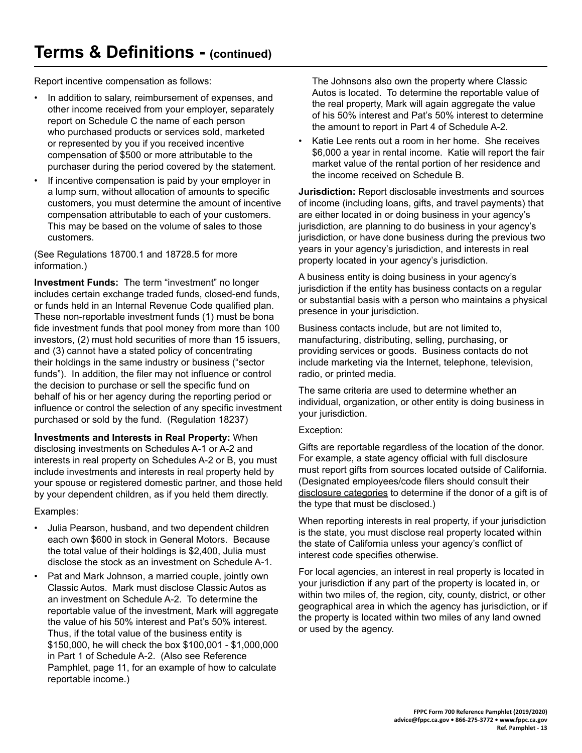# Terms & Definitions - (continued)

Report incentive compensation as follows:

- In addition to salary, reimbursement of expenses, and other income received from your employer, separately report on Schedule C the name of each person who purchased products or services sold, marketed or represented by you if you received incentive compensation of $500 or more attributable to the purchaser during the period covered by the statement.
- If incentive compensation is paid by your employer in a lump sum, without allocation of amounts to specific customers, you must determine the amount of incentive compensation attributable to each of your customers. This may be based on the volume of sales to those customers.

(See Regulations 18700.1 and 18728.5 for more information.)

**Investment Funds:** The term "investment" no longer includes certain exchange traded funds, closed-end funds, or funds held in an Internal Revenue Code qualified plan. These non-reportable investment funds (1) must be bona fide investment funds that pool money from more than 100 investors, (2) must hold securities of more than 15 issuers, and (3) cannot have a stated policy of concentrating their holdings in the same industry or business ("sector funds"). In addition, the filer may not influence or control the decision to purchase or sell the specific fund on behalf of his or her agency during the reporting period or influence or control the selection of any specific investment purchased or sold by the fund. (Regulation 18237)

**Investments and Interests in Real Property:** When disclosing investments on Schedules A-1 or A-2 and interests in real property on Schedules A-2 or B, you must include investments and interests in real property held by your spouse or registered domestic partner, and those held by your dependent children, as if you held them directly.

Examples:

- Julia Pearson, husband, and two dependent children each own $600 in stock in General Motors. Because the total value of their holdings is $2,400, Julia must disclose the stock as an investment on Schedule A-1.
- Pat and Mark Johnson, a married couple, jointly own Classic Autos. Mark must disclose Classic Autos as an investment on Schedule A-2. To determine the reportable value of the investment, Mark will aggregate the value of his 50% interest and Pat's 50% interest. Thus, if the total value of the business entity is $150,000, he will check the box $100,001 - $1,000,000 in Part 1 of Schedule A-2. (Also see Reference Pamphlet, page 11, for an example of how to calculate reportable income.)

  The Johnsons also own the property where Classic Autos is located. To determine the reportable value of the real property, Mark will again aggregate the value of his 50% interest and Pat's 50% interest to determine the amount to report in Part 4 of Schedule A-2.
- Katie Lee rents out a room in her home. She receives $6,000 a year in rental income. Katie will report the fair market value of the rental portion of her residence and the income received on Schedule B.

**Jurisdiction:** Report disclosable investments and sources of income (including loans, gifts, and travel payments) that are either located in or doing business in your agency's jurisdiction, are planning to do business in your agency's jurisdiction, or have done business during the previous two years in your agency's jurisdiction, and interests in real property located in your agency's jurisdiction.

A business entity is doing business in your agency's jurisdiction if the entity has business contacts on a regular or substantial basis with a person who maintains a physical presence in your jurisdiction.

Business contacts include, but are not limited to, manufacturing, distributing, selling, purchasing, or providing services or goods. Business contacts do not include marketing via the Internet, telephone, television, radio, or printed media.

The same criteria are used to determine whether an individual, organization, or other entity is doing business in your jurisdiction.

Exception:

Gifts are reportable regardless of the location of the donor. For example, a state agency official with full disclosure must report gifts from sources located outside of California. (Designated employees/code filers should consult their disclosure categories to determine if the donor of a gift is of the type that must be disclosed.)

When reporting interests in real property, if your jurisdiction is the state, you must disclose real property located within the state of California unless your agency's conflict of interest code specifies otherwise.

For local agencies, an interest in real property is located in your jurisdiction if any part of the property is located in, or within two miles of, the region, city, county, district, or other geographical area in which the agency has jurisdiction, or if the property is located within two miles of any land owned or used by the agency.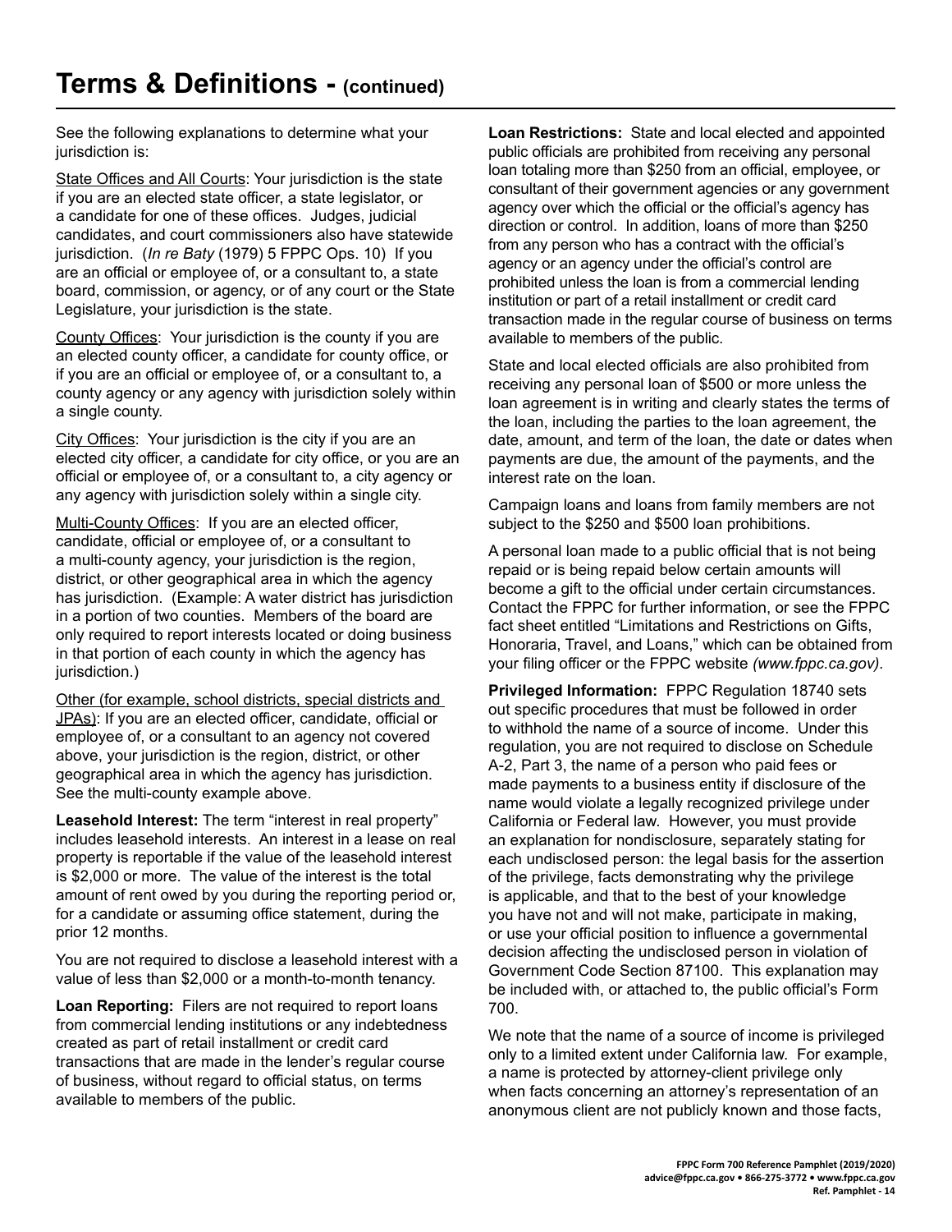# Terms & Definitions - (continued)

See the following explanations to determine what your jurisdiction is:

State Offices and All Courts: Your jurisdiction is the state if you are an elected state officer, a state legislator, or a candidate for one of these offices. Judges, judicial candidates, and court commissioners also have statewide jurisdiction. (*In re Baty* (1979) 5 FPPC Ops. 10) If you are an official or employee of, or a consultant to, a state board, commission, or agency, or of any court or the State Legislature, your jurisdiction is the state.

County Offices: Your jurisdiction is the county if you are an elected county officer, a candidate for county office, or if you are an official or employee of, or a consultant to, a county agency or any agency with jurisdiction solely within a single county.

City Offices: Your jurisdiction is the city if you are an elected city officer, a candidate for city office, or you are an official or employee of, or a consultant to, a city agency or any agency with jurisdiction solely within a single city.

Multi-County Offices: If you are an elected officer, candidate, official or employee of, or a consultant to a multi-county agency, your jurisdiction is the region, district, or other geographical area in which the agency has jurisdiction. (Example: A water district has jurisdiction in a portion of two counties. Members of the board are only required to report interests located or doing business in that portion of each county in which the agency has jurisdiction.)

Other (for example, school districts, special districts and JPAs): If you are an elected officer, candidate, official or employee of, or a consultant to an agency not covered above, your jurisdiction is the region, district, or other geographical area in which the agency has jurisdiction. See the multi-county example above.

**Leasehold Interest:** The term "interest in real property" includes leasehold interests. An interest in a lease on real property is reportable if the value of the leasehold interest is $2,000 or more. The value of the interest is the total amount of rent owed by you during the reporting period or, for a candidate or assuming office statement, during the prior 12 months.

You are not required to disclose a leasehold interest with a value of less than $2,000 or a month-to-month tenancy.

**Loan Reporting:** Filers are not required to report loans from commercial lending institutions or any indebtedness created as part of retail installment or credit card transactions that are made in the lender's regular course of business, without regard to official status, on terms available to members of the public.

**Loan Restrictions:** State and local elected and appointed public officials are prohibited from receiving any personal loan totaling more than $250 from an official, employee, or consultant of their government agencies or any government agency over which the official or the official's agency has direction or control. In addition, loans of more than $250 from any person who has a contract with the official's agency or an agency under the official's control are prohibited unless the loan is from a commercial lending institution or part of a retail installment or credit card transaction made in the regular course of business on terms available to members of the public.

State and local elected officials are also prohibited from receiving any personal loan of $500 or more unless the loan agreement is in writing and clearly states the terms of the loan, including the parties to the loan agreement, the date, amount, and term of the loan, the date or dates when payments are due, the amount of the payments, and the interest rate on the loan.

Campaign loans and loans from family members are not subject to the $250 and $500 loan prohibitions.

A personal loan made to a public official that is not being repaid or is being repaid below certain amounts will become a gift to the official under certain circumstances. Contact the FPPC for further information, or see the FPPC fact sheet entitled "Limitations and Restrictions on Gifts, Honoraria, Travel, and Loans," which can be obtained from your filing officer or the FPPC website *(www.fppc.ca.gov).*

**Privileged Information:** FPPC Regulation 18740 sets out specific procedures that must be followed in order to withhold the name of a source of income. Under this regulation, you are not required to disclose on Schedule A-2, Part 3, the name of a person who paid fees or made payments to a business entity if disclosure of the name would violate a legally recognized privilege under California or Federal law. However, you must provide an explanation for nondisclosure, separately stating for each undisclosed person: the legal basis for the assertion of the privilege, facts demonstrating why the privilege is applicable, and that to the best of your knowledge you have not and will not make, participate in making, or use your official position to influence a governmental decision affecting the undisclosed person in violation of Government Code Section 87100. This explanation may be included with, or attached to, the public official's Form 700.

We note that the name of a source of income is privileged only to a limited extent under California law. For example, a name is protected by attorney-client privilege only when facts concerning an attorney's representation of an anonymous client are not publicly known and those facts,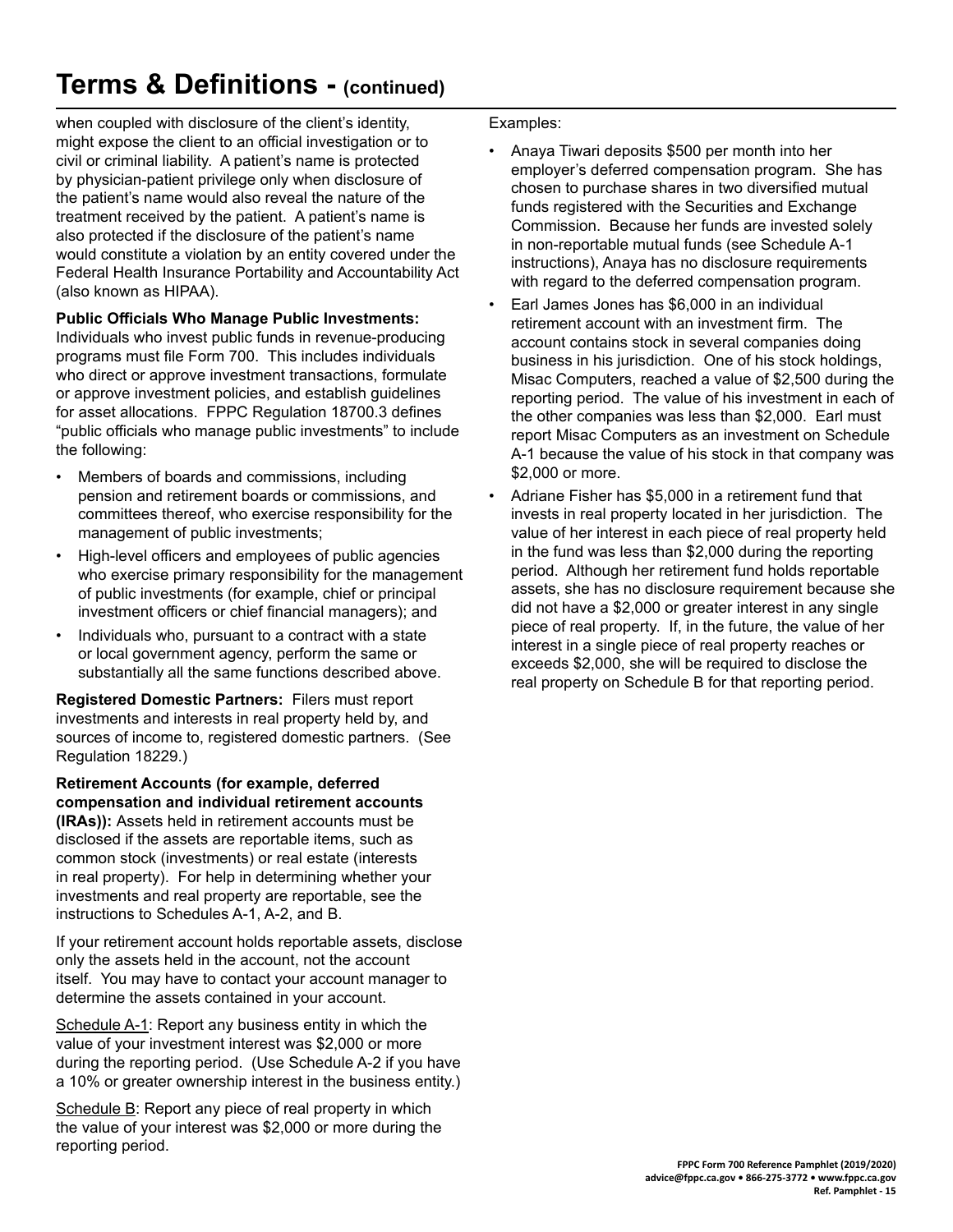# Terms & Definitions - (continued)

when coupled with disclosure of the client's identity, might expose the client to an official investigation or to civil or criminal liability. A patient's name is protected by physician-patient privilege only when disclosure of the patient's name would also reveal the nature of the treatment received by the patient. A patient's name is also protected if the disclosure of the patient's name would constitute a violation by an entity covered under the Federal Health Insurance Portability and Accountability Act (also known as HIPAA).

**Public Officials Who Manage Public Investments:** Individuals who invest public funds in revenue-producing programs must file Form 700. This includes individuals who direct or approve investment transactions, formulate or approve investment policies, and establish guidelines for asset allocations. FPPC Regulation 18700.3 defines "public officials who manage public investments" to include the following:

- Members of boards and commissions, including pension and retirement boards or commissions, and committees thereof, who exercise responsibility for the management of public investments;
- High-level officers and employees of public agencies who exercise primary responsibility for the management of public investments (for example, chief or principal investment officers or chief financial managers); and
- Individuals who, pursuant to a contract with a state or local government agency, perform the same or substantially all the same functions described above.

**Registered Domestic Partners:** Filers must report investments and interests in real property held by, and sources of income to, registered domestic partners. (See Regulation 18229.)

**Retirement Accounts (for example, deferred compensation and individual retirement accounts (IRAs)):** Assets held in retirement accounts must be disclosed if the assets are reportable items, such as common stock (investments) or real estate (interests in real property). For help in determining whether your investments and real property are reportable, see the instructions to Schedules A-1, A-2, and B.

If your retirement account holds reportable assets, disclose only the assets held in the account, not the account itself. You may have to contact your account manager to determine the assets contained in your account.

<u>Schedule A-1</u>: Report any business entity in which the value of your investment interest was $2,000 or more during the reporting period. (Use Schedule A-2 if you have a 10% or greater ownership interest in the business entity.)

<u>Schedule B</u>: Report any piece of real property in which the value of your interest was $2,000 or more during the reporting period.

Examples:

- Anaya Tiwari deposits $500 per month into her employer's deferred compensation program. She has chosen to purchase shares in two diversified mutual funds registered with the Securities and Exchange Commission. Because her funds are invested solely in non-reportable mutual funds (see Schedule A-1 instructions), Anaya has no disclosure requirements with regard to the deferred compensation program.
- Earl James Jones has $6,000 in an individual retirement account with an investment firm. The account contains stock in several companies doing business in his jurisdiction. One of his stock holdings, Misac Computers, reached a value of $2,500 during the reporting period. The value of his investment in each of the other companies was less than $2,000. Earl must report Misac Computers as an investment on Schedule A-1 because the value of his stock in that company was $2,000 or more.
- Adriane Fisher has $5,000 in a retirement fund that invests in real property located in her jurisdiction. The value of her interest in each piece of real property held in the fund was less than $2,000 during the reporting period. Although her retirement fund holds reportable assets, she has no disclosure requirement because she did not have a $2,000 or greater interest in any single piece of real property. If, in the future, the value of her interest in a single piece of real property reaches or exceeds $2,000, she will be required to disclose the real property on Schedule B for that reporting period.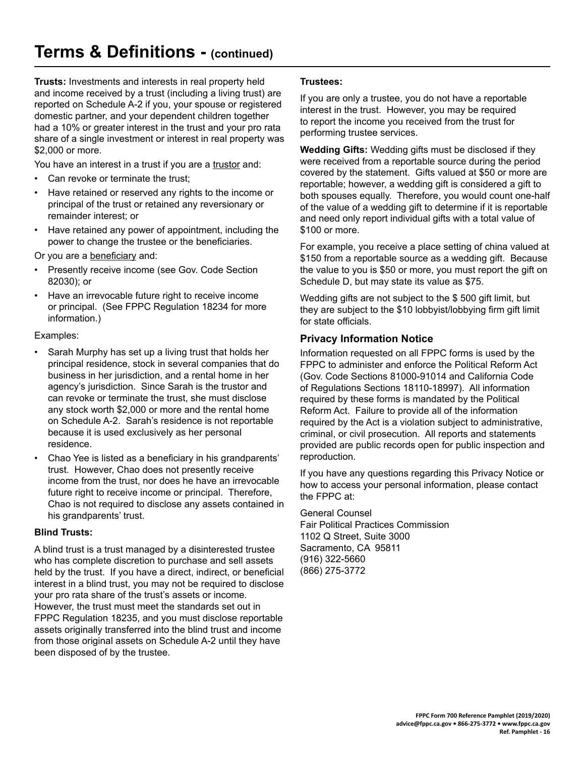# Terms & Definitions - (continued)

**Trusts:** Investments and interests in real property held and income received by a trust (including a living trust) are reported on Schedule A-2 if you, your spouse or registered domestic partner, and your dependent children together had a 10% or greater interest in the trust and your pro rata share of a single investment or interest in real property was $2,000 or more.

You have an interest in a trust if you are a trustor and:

- Can revoke or terminate the trust;
- Have retained or reserved any rights to the income or principal of the trust or retained any reversionary or remainder interest; or
- Have retained any power of appointment, including the power to change the trustee or the beneficiaries.

Or you are a beneficiary and:

- Presently receive income (see Gov. Code Section 82030); or
- Have an irrevocable future right to receive income or principal. (See FPPC Regulation 18234 for more information.)

Examples:

- Sarah Murphy has set up a living trust that holds her principal residence, stock in several companies that do business in her jurisdiction, and a rental home in her agency's jurisdiction. Since Sarah is the trustor and can revoke or terminate the trust, she must disclose any stock worth $2,000 or more and the rental home on Schedule A-2. Sarah's residence is not reportable because it is used exclusively as her personal residence.
- Chao Yee is listed as a beneficiary in his grandparents' trust. However, Chao does not presently receive income from the trust, nor does he have an irrevocable future right to receive income or principal. Therefore, Chao is not required to disclose any assets contained in his grandparents' trust.

**Blind Trusts:**

A blind trust is a trust managed by a disinterested trustee who has complete discretion to purchase and sell assets held by the trust. If you have a direct, indirect, or beneficial interest in a blind trust, you may not be required to disclose your pro rata share of the trust's assets or income. However, the trust must meet the standards set out in FPPC Regulation 18235, and you must disclose reportable assets originally transferred into the blind trust and income from those original assets on Schedule A-2 until they have been disposed of by the trustee.

**Trustees:**

If you are only a trustee, you do not have a reportable interest in the trust. However, you may be required to report the income you received from the trust for performing trustee services.

**Wedding Gifts:** Wedding gifts must be disclosed if they were received from a reportable source during the period covered by the statement. Gifts valued at $50 or more are reportable; however, a wedding gift is considered a gift to both spouses equally. Therefore, you would count one-half of the value of a wedding gift to determine if it is reportable and need only report individual gifts with a total value of $100 or more.

For example, you receive a place setting of china valued at $150 from a reportable source as a wedding gift. Because the value to you is $50 or more, you must report the gift on Schedule D, but may state its value as $75.

Wedding gifts are not subject to the $ 500 gift limit, but they are subject to the $10 lobbyist/lobbying firm gift limit for state officials.

## Privacy Information Notice

Information requested on all FPPC forms is used by the FPPC to administer and enforce the Political Reform Act (Gov. Code Sections 81000-91014 and California Code of Regulations Sections 18110-18997). All information required by these forms is mandated by the Political Reform Act. Failure to provide all of the information required by the Act is a violation subject to administrative, criminal, or civil prosecution. All reports and statements provided are public records open for public inspection and reproduction.

If you have any questions regarding this Privacy Notice or how to access your personal information, please contact the FPPC at:

General Counsel
Fair Political Practices Commission
1102 Q Street, Suite 3000
Sacramento, CA 95811
(916) 322-5660
(866) 275-3772